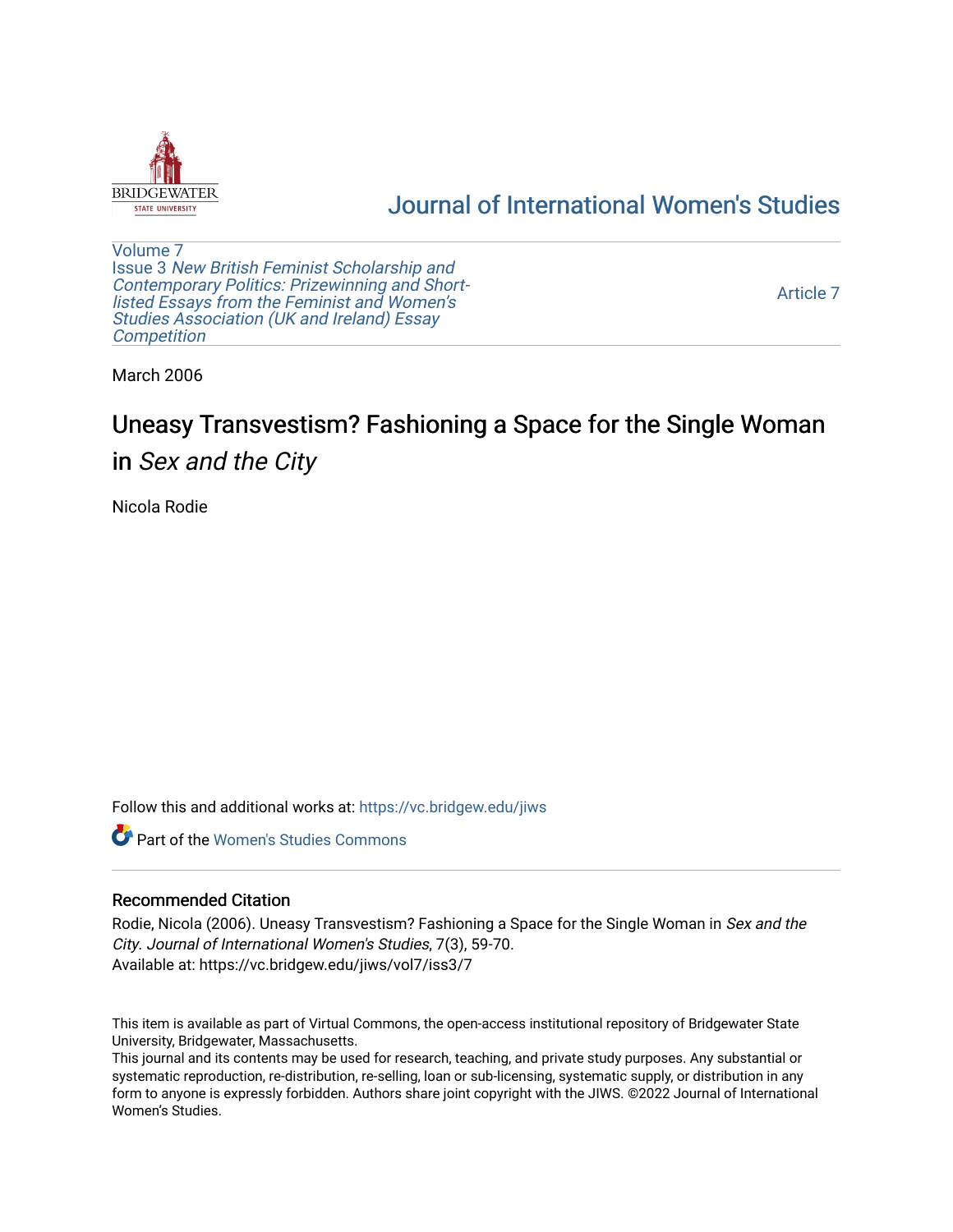Journal of International Women's Studies

Volume 7
Issue 3 *New British Feminist Scholarship and Contemporary Politics: Prizewinning and Short-listed Essays from the Feminist and Women's Studies Association (UK and Ireland) Essay Competition*

Article 7

March 2006

# Uneasy Transvestism? Fashioning a Space for the Single Woman in *Sex and the City*

Nicola Rodie

Follow this and additional works at: https://vc.bridgew.edu/jiws

Part of the Women's Studies Commons

## Recommended Citation

Rodie, Nicola (2006). Uneasy Transvestism? Fashioning a Space for the Single Woman in *Sex and the City*. *Journal of International Women's Studies*, 7(3), 59-70.
Available at: https://vc.bridgew.edu/jiws/vol7/iss3/7

This item is available as part of Virtual Commons, the open-access institutional repository of Bridgewater State University, Bridgewater, Massachusetts.
This journal and its contents may be used for research, teaching, and private study purposes. Any substantial or systematic reproduction, re-distribution, re-selling, loan or sub-licensing, systematic supply, or distribution in any form to anyone is expressly forbidden. Authors share joint copyright with the JIWS. ©2022 Journal of International Women's Studies.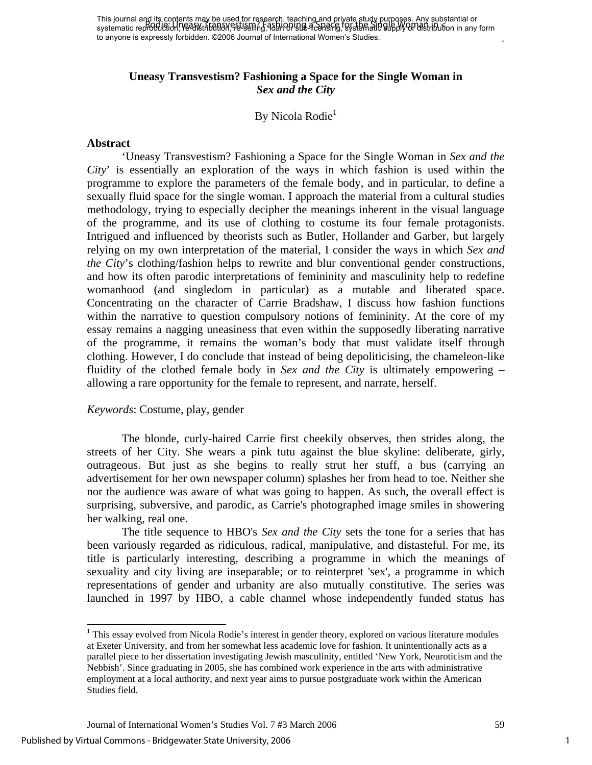## Uneasy Transvestism? Fashioning a Space for the Single Woman in *Sex and the City*

By Nicola Rodie[1]

### Abstract

'Uneasy Transvestism? Fashioning a Space for the Single Woman in *Sex and the City*' is essentially an exploration of the ways in which fashion is used within the programme to explore the parameters of the female body, and in particular, to define a sexually fluid space for the single woman. I approach the material from a cultural studies methodology, trying to especially decipher the meanings inherent in the visual language of the programme, and its use of clothing to costume its four female protagonists. Intrigued and influenced by theorists such as Butler, Hollander and Garber, but largely relying on my own interpretation of the material, I consider the ways in which *Sex and the City*'s clothing/fashion helps to rewrite and blur conventional gender constructions, and how its often parodic interpretations of femininity and masculinity help to redefine womanhood (and singledom in particular) as a mutable and liberated space. Concentrating on the character of Carrie Bradshaw, I discuss how fashion functions within the narrative to question compulsory notions of femininity. At the core of my essay remains a nagging uneasiness that even within the supposedly liberating narrative of the programme, it remains the woman's body that must validate itself through clothing. However, I do conclude that instead of being depoliticising, the chameleon-like fluidity of the clothed female body in *Sex and the City* is ultimately empowering – allowing a rare opportunity for the female to represent, and narrate, herself.

*Keywords*: Costume, play, gender

The blonde, curly-haired Carrie first cheekily observes, then strides along, the streets of her City. She wears a pink tutu against the blue skyline: deliberate, girly, outrageous. But just as she begins to really strut her stuff, a bus (carrying an advertisement for her own newspaper column) splashes her from head to toe. Neither she nor the audience was aware of what was going to happen. As such, the overall effect is surprising, subversive, and parodic, as Carrie's photographed image smiles in showering her walking, real one.

The title sequence to HBO's *Sex and the City* sets the tone for a series that has been variously regarded as ridiculous, radical, manipulative, and distasteful. For me, its title is particularly interesting, describing a programme in which the meanings of sexuality and city living are inseparable; or to reinterpret 'sex', a programme in which representations of gender and urbanity are also mutually constitutive. The series was launched in 1997 by HBO, a cable channel whose independently funded status has

[1] This essay evolved from Nicola Rodie's interest in gender theory, explored on various literature modules at Exeter University, and from her somewhat less academic love for fashion. It unintentionally acts as a parallel piece to her dissertation investigating Jewish masculinity, entitled 'New York, Neuroticism and the Nebbish'. Since graduating in 2005, she has combined work experience in the arts with administrative employment at a local authority, and next year aims to pursue postgraduate work within the American Studies field.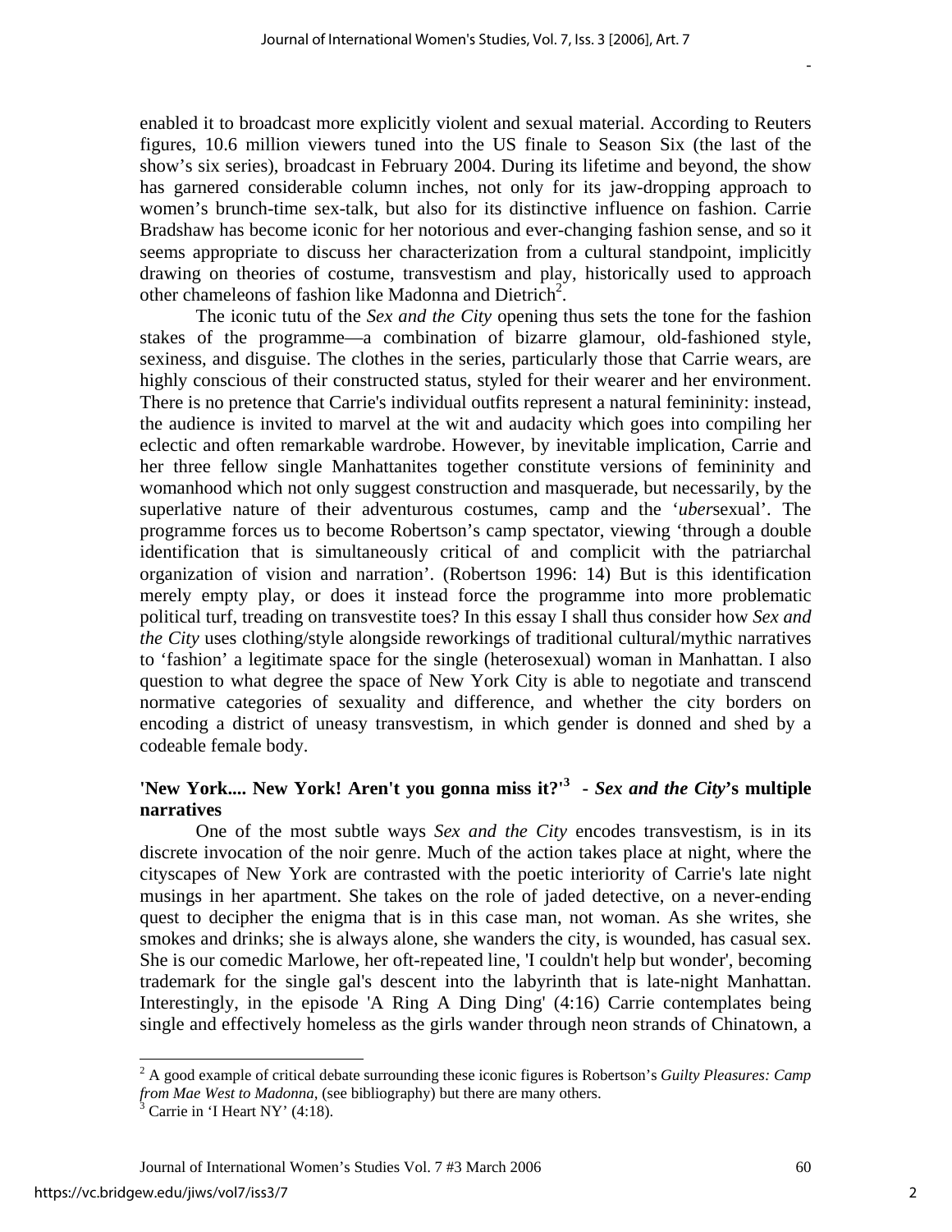enabled it to broadcast more explicitly violent and sexual material. According to Reuters figures, 10.6 million viewers tuned into the US finale to Season Six (the last of the show's six series), broadcast in February 2004. During its lifetime and beyond, the show has garnered considerable column inches, not only for its jaw-dropping approach to women's brunch-time sex-talk, but also for its distinctive influence on fashion. Carrie Bradshaw has become iconic for her notorious and ever-changing fashion sense, and so it seems appropriate to discuss her characterization from a cultural standpoint, implicitly drawing on theories of costume, transvestism and play, historically used to approach other chameleons of fashion like Madonna and Dietrich[2].

The iconic tutu of the *Sex and the City* opening thus sets the tone for the fashion stakes of the programme—a combination of bizarre glamour, old-fashioned style, sexiness, and disguise. The clothes in the series, particularly those that Carrie wears, are highly conscious of their constructed status, styled for their wearer and her environment. There is no pretence that Carrie's individual outfits represent a natural femininity: instead, the audience is invited to marvel at the wit and audacity which goes into compiling her eclectic and often remarkable wardrobe. However, by inevitable implication, Carrie and her three fellow single Manhattanites together constitute versions of femininity and womanhood which not only suggest construction and masquerade, but necessarily, by the superlative nature of their adventurous costumes, camp and the '*uber*sexual'. The programme forces us to become Robertson's camp spectator, viewing 'through a double identification that is simultaneously critical of and complicit with the patriarchal organization of vision and narration'. (Robertson 1996: 14) But is this identification merely empty play, or does it instead force the programme into more problematic political turf, treading on transvestite toes? In this essay I shall thus consider how *Sex and the City* uses clothing/style alongside reworkings of traditional cultural/mythic narratives to 'fashion' a legitimate space for the single (heterosexual) woman in Manhattan. I also question to what degree the space of New York City is able to negotiate and transcend normative categories of sexuality and difference, and whether the city borders on encoding a district of uneasy transvestism, in which gender is donned and shed by a codeable female body.

## 'New York.... New York! Aren't you gonna miss it?'[3] - *Sex and the City*'s multiple narratives

One of the most subtle ways *Sex and the City* encodes transvestism, is in its discrete invocation of the noir genre. Much of the action takes place at night, where the cityscapes of New York are contrasted with the poetic interiority of Carrie's late night musings in her apartment. She takes on the role of jaded detective, on a never-ending quest to decipher the enigma that is in this case man, not woman. As she writes, she smokes and drinks; she is always alone, she wanders the city, is wounded, has casual sex. She is our comedic Marlowe, her oft-repeated line, 'I couldn't help but wonder', becoming trademark for the single gal's descent into the labyrinth that is late-night Manhattan. Interestingly, in the episode 'A Ring A Ding Ding' (4:16) Carrie contemplates being single and effectively homeless as the girls wander through neon strands of Chinatown, a

---

[2] A good example of critical debate surrounding these iconic figures is Robertson's *Guilty Pleasures: Camp from Mae West to Madonna*, (see bibliography) but there are many others.

[3] Carrie in 'I Heart NY' (4:18).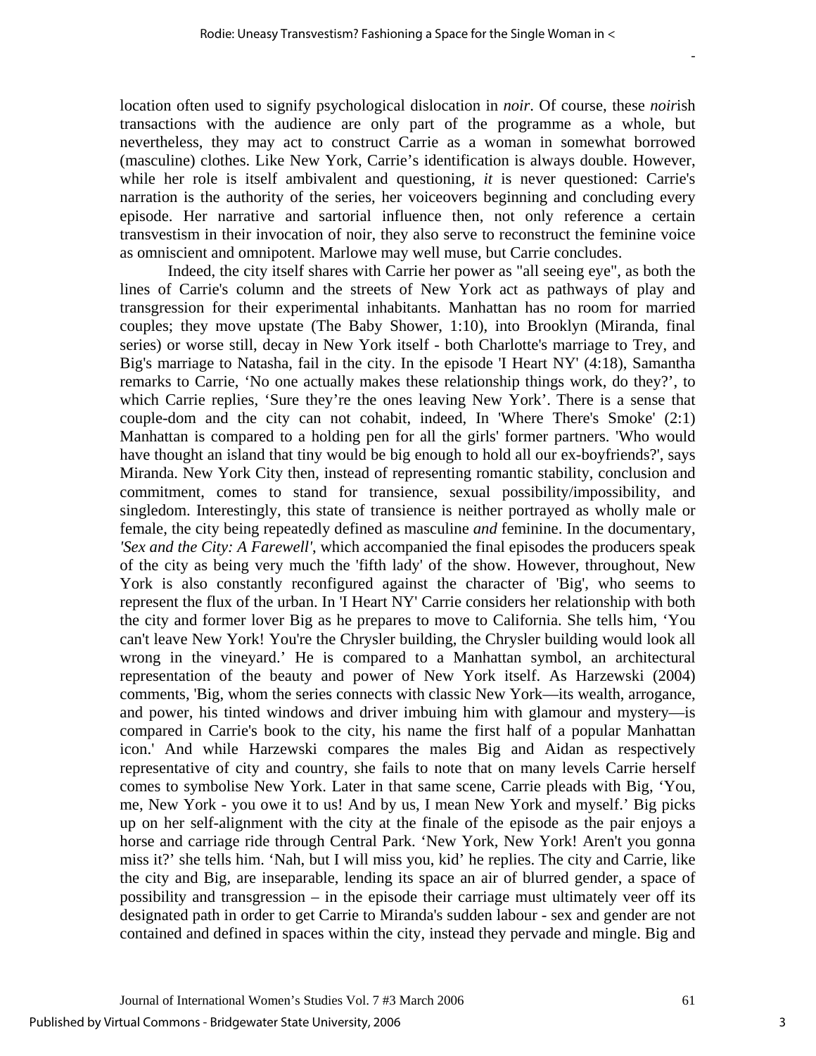location often used to signify psychological dislocation in *noir*. Of course, these *noir*ish transactions with the audience are only part of the programme as a whole, but nevertheless, they may act to construct Carrie as a woman in somewhat borrowed (masculine) clothes. Like New York, Carrie's identification is always double. However, while her role is itself ambivalent and questioning, *it* is never questioned: Carrie's narration is the authority of the series, her voiceovers beginning and concluding every episode. Her narrative and sartorial influence then, not only reference a certain transvestism in their invocation of noir, they also serve to reconstruct the feminine voice as omniscient and omnipotent. Marlowe may well muse, but Carrie concludes.

Indeed, the city itself shares with Carrie her power as "all seeing eye", as both the lines of Carrie's column and the streets of New York act as pathways of play and transgression for their experimental inhabitants. Manhattan has no room for married couples; they move upstate (The Baby Shower, 1:10), into Brooklyn (Miranda, final series) or worse still, decay in New York itself - both Charlotte's marriage to Trey, and Big's marriage to Natasha, fail in the city. In the episode 'I Heart NY' (4:18), Samantha remarks to Carrie, 'No one actually makes these relationship things work, do they?', to which Carrie replies, 'Sure they're the ones leaving New York'. There is a sense that couple-dom and the city can not cohabit, indeed, In 'Where There's Smoke' (2:1) Manhattan is compared to a holding pen for all the girls' former partners. 'Who would have thought an island that tiny would be big enough to hold all our ex-boyfriends?', says Miranda. New York City then, instead of representing romantic stability, conclusion and commitment, comes to stand for transience, sexual possibility/impossibility, and singledom. Interestingly, this state of transience is neither portrayed as wholly male or female, the city being repeatedly defined as masculine *and* feminine. In the documentary, *'Sex and the City: A Farewell'*, which accompanied the final episodes the producers speak of the city as being very much the 'fifth lady' of the show. However, throughout, New York is also constantly reconfigured against the character of 'Big', who seems to represent the flux of the urban. In 'I Heart NY' Carrie considers her relationship with both the city and former lover Big as he prepares to move to California. She tells him, 'You can't leave New York! You're the Chrysler building, the Chrysler building would look all wrong in the vineyard.' He is compared to a Manhattan symbol, an architectural representation of the beauty and power of New York itself. As Harzewski (2004) comments, 'Big, whom the series connects with classic New York—its wealth, arrogance, and power, his tinted windows and driver imbuing him with glamour and mystery—is compared in Carrie's book to the city, his name the first half of a popular Manhattan icon.' And while Harzewski compares the males Big and Aidan as respectively representative of city and country, she fails to note that on many levels Carrie herself comes to symbolise New York. Later in that same scene, Carrie pleads with Big, 'You, me, New York - you owe it to us! And by us, I mean New York and myself.' Big picks up on her self-alignment with the city at the finale of the episode as the pair enjoys a horse and carriage ride through Central Park. 'New York, New York! Aren't you gonna miss it?' she tells him. 'Nah, but I will miss you, kid' he replies. The city and Carrie, like the city and Big, are inseparable, lending its space an air of blurred gender, a space of possibility and transgression – in the episode their carriage must ultimately veer off its designated path in order to get Carrie to Miranda's sudden labour - sex and gender are not contained and defined in spaces within the city, instead they pervade and mingle. Big and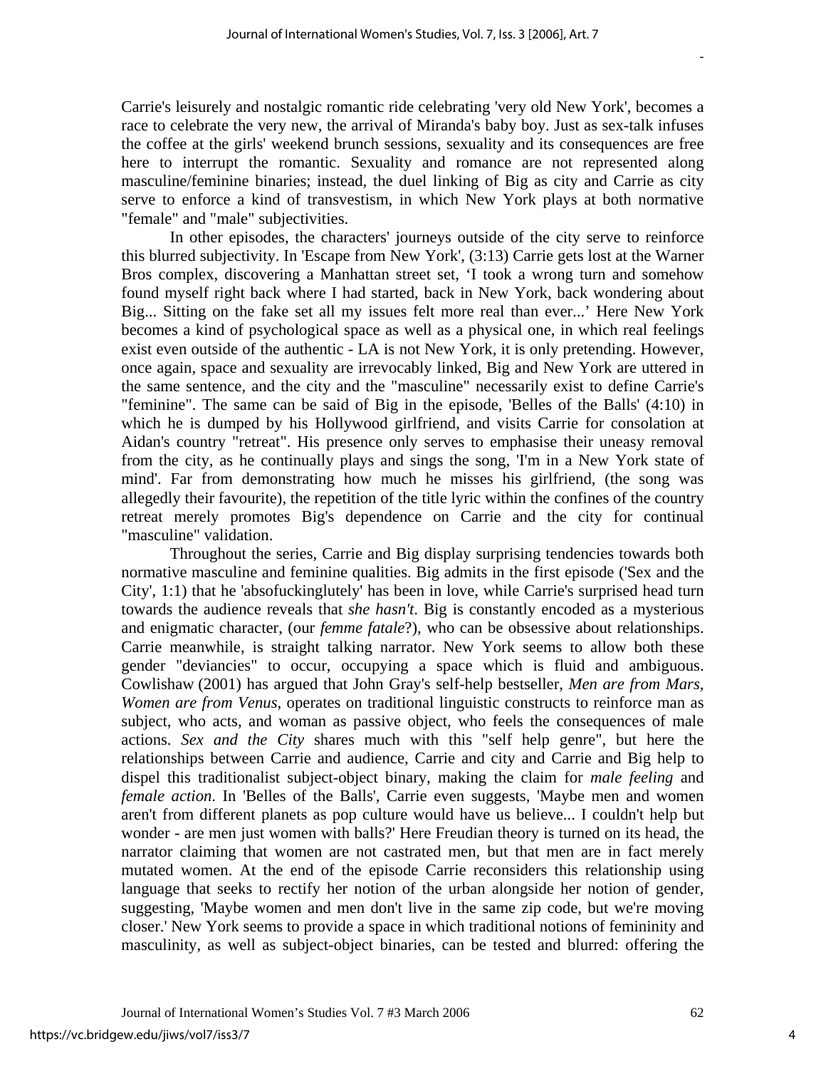Carrie's leisurely and nostalgic romantic ride celebrating 'very old New York', becomes a race to celebrate the very new, the arrival of Miranda's baby boy. Just as sex-talk infuses the coffee at the girls' weekend brunch sessions, sexuality and its consequences are free here to interrupt the romantic. Sexuality and romance are not represented along masculine/feminine binaries; instead, the duel linking of Big as city and Carrie as city serve to enforce a kind of transvestism, in which New York plays at both normative "female" and "male" subjectivities.

In other episodes, the characters' journeys outside of the city serve to reinforce this blurred subjectivity. In 'Escape from New York', (3:13) Carrie gets lost at the Warner Bros complex, discovering a Manhattan street set, 'I took a wrong turn and somehow found myself right back where I had started, back in New York, back wondering about Big... Sitting on the fake set all my issues felt more real than ever...' Here New York becomes a kind of psychological space as well as a physical one, in which real feelings exist even outside of the authentic - LA is not New York, it is only pretending. However, once again, space and sexuality are irrevocably linked, Big and New York are uttered in the same sentence, and the city and the "masculine" necessarily exist to define Carrie's "feminine". The same can be said of Big in the episode, 'Belles of the Balls' (4:10) in which he is dumped by his Hollywood girlfriend, and visits Carrie for consolation at Aidan's country "retreat". His presence only serves to emphasise their uneasy removal from the city, as he continually plays and sings the song, 'I'm in a New York state of mind'. Far from demonstrating how much he misses his girlfriend, (the song was allegedly their favourite), the repetition of the title lyric within the confines of the country retreat merely promotes Big's dependence on Carrie and the city for continual "masculine" validation.

Throughout the series, Carrie and Big display surprising tendencies towards both normative masculine and feminine qualities. Big admits in the first episode ('Sex and the City', 1:1) that he 'absofuckinglutely' has been in love, while Carrie's surprised head turn towards the audience reveals that *she hasn't*. Big is constantly encoded as a mysterious and enigmatic character, (our *femme fatale*?), who can be obsessive about relationships. Carrie meanwhile, is straight talking narrator. New York seems to allow both these gender "deviancies" to occur, occupying a space which is fluid and ambiguous. Cowlishaw (2001) has argued that John Gray's self-help bestseller, *Men are from Mars, Women are from Venus*, operates on traditional linguistic constructs to reinforce man as subject, who acts, and woman as passive object, who feels the consequences of male actions. *Sex and the City* shares much with this "self help genre", but here the relationships between Carrie and audience, Carrie and city and Carrie and Big help to dispel this traditionalist subject-object binary, making the claim for *male feeling* and *female action*. In 'Belles of the Balls', Carrie even suggests, 'Maybe men and women aren't from different planets as pop culture would have us believe... I couldn't help but wonder - are men just women with balls?' Here Freudian theory is turned on its head, the narrator claiming that women are not castrated men, but that men are in fact merely mutated women. At the end of the episode Carrie reconsiders this relationship using language that seeks to rectify her notion of the urban alongside her notion of gender, suggesting, 'Maybe women and men don't live in the same zip code, but we're moving closer.' New York seems to provide a space in which traditional notions of femininity and masculinity, as well as subject-object binaries, can be tested and blurred: offering the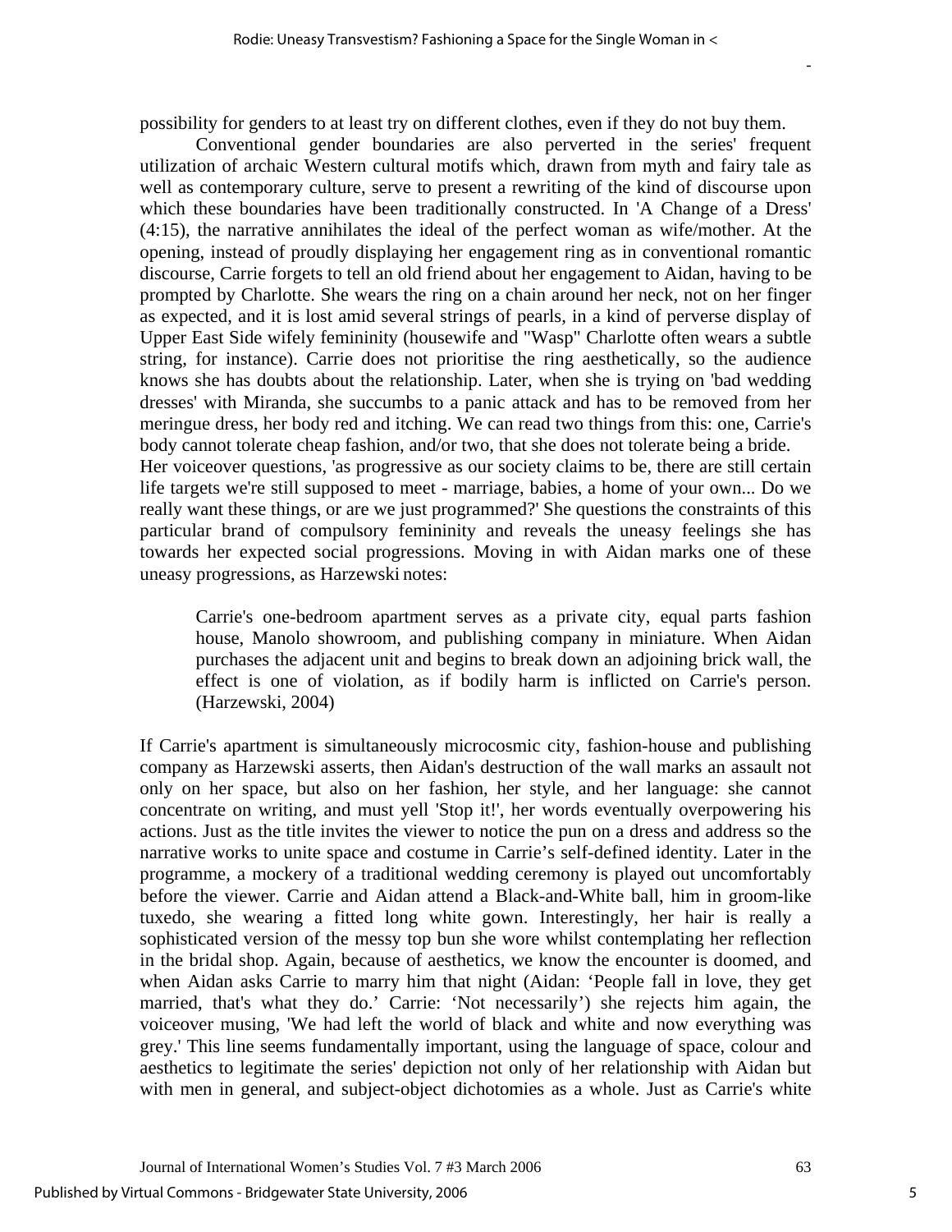possibility for genders to at least try on different clothes, even if they do not buy them.

Conventional gender boundaries are also perverted in the series' frequent utilization of archaic Western cultural motifs which, drawn from myth and fairy tale as well as contemporary culture, serve to present a rewriting of the kind of discourse upon which these boundaries have been traditionally constructed. In 'A Change of a Dress' (4:15), the narrative annihilates the ideal of the perfect woman as wife/mother. At the opening, instead of proudly displaying her engagement ring as in conventional romantic discourse, Carrie forgets to tell an old friend about her engagement to Aidan, having to be prompted by Charlotte. She wears the ring on a chain around her neck, not on her finger as expected, and it is lost amid several strings of pearls, in a kind of perverse display of Upper East Side wifely femininity (housewife and "Wasp" Charlotte often wears a subtle string, for instance). Carrie does not prioritise the ring aesthetically, so the audience knows she has doubts about the relationship. Later, when she is trying on 'bad wedding dresses' with Miranda, she succumbs to a panic attack and has to be removed from her meringue dress, her body red and itching. We can read two things from this: one, Carrie's body cannot tolerate cheap fashion, and/or two, that she does not tolerate being a bride. Her voiceover questions, 'as progressive as our society claims to be, there are still certain life targets we're still supposed to meet - marriage, babies, a home of your own... Do we really want these things, or are we just programmed?' She questions the constraints of this particular brand of compulsory femininity and reveals the uneasy feelings she has towards her expected social progressions. Moving in with Aidan marks one of these uneasy progressions, as Harzewski notes:

> Carrie's one-bedroom apartment serves as a private city, equal parts fashion house, Manolo showroom, and publishing company in miniature. When Aidan purchases the adjacent unit and begins to break down an adjoining brick wall, the effect is one of violation, as if bodily harm is inflicted on Carrie's person. (Harzewski, 2004)

If Carrie's apartment is simultaneously microcosmic city, fashion-house and publishing company as Harzewski asserts, then Aidan's destruction of the wall marks an assault not only on her space, but also on her fashion, her style, and her language: she cannot concentrate on writing, and must yell 'Stop it!', her words eventually overpowering his actions. Just as the title invites the viewer to notice the pun on a dress and address so the narrative works to unite space and costume in Carrie's self-defined identity. Later in the programme, a mockery of a traditional wedding ceremony is played out uncomfortably before the viewer. Carrie and Aidan attend a Black-and-White ball, him in groom-like tuxedo, she wearing a fitted long white gown. Interestingly, her hair is really a sophisticated version of the messy top bun she wore whilst contemplating her reflection in the bridal shop. Again, because of aesthetics, we know the encounter is doomed, and when Aidan asks Carrie to marry him that night (Aidan: 'People fall in love, they get married, that's what they do.' Carrie: 'Not necessarily') she rejects him again, the voiceover musing, 'We had left the world of black and white and now everything was grey.' This line seems fundamentally important, using the language of space, colour and aesthetics to legitimate the series' depiction not only of her relationship with Aidan but with men in general, and subject-object dichotomies as a whole. Just as Carrie's white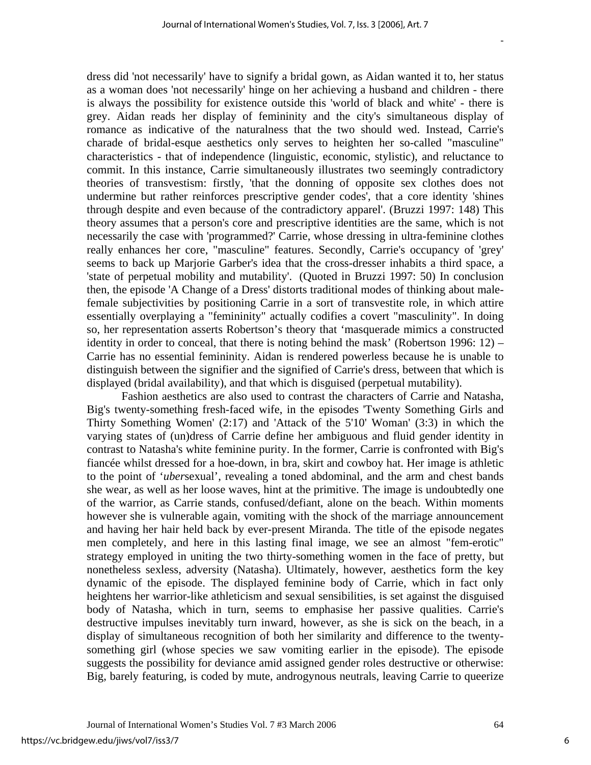dress did 'not necessarily' have to signify a bridal gown, as Aidan wanted it to, her status as a woman does 'not necessarily' hinge on her achieving a husband and children - there is always the possibility for existence outside this 'world of black and white' - there is grey. Aidan reads her display of femininity and the city's simultaneous display of romance as indicative of the naturalness that the two should wed. Instead, Carrie's charade of bridal-esque aesthetics only serves to heighten her so-called "masculine" characteristics - that of independence (linguistic, economic, stylistic), and reluctance to commit. In this instance, Carrie simultaneously illustrates two seemingly contradictory theories of transvestism: firstly, 'that the donning of opposite sex clothes does not undermine but rather reinforces prescriptive gender codes', that a core identity 'shines through despite and even because of the contradictory apparel'. (Bruzzi 1997: 148) This theory assumes that a person's core and prescriptive identities are the same, which is not necessarily the case with 'programmed?' Carrie, whose dressing in ultra-feminine clothes really enhances her core, "masculine" features. Secondly, Carrie's occupancy of 'grey' seems to back up Marjorie Garber's idea that the cross-dresser inhabits a third space, a 'state of perpetual mobility and mutability'. (Quoted in Bruzzi 1997: 50) In conclusion then, the episode 'A Change of a Dress' distorts traditional modes of thinking about male-female subjectivities by positioning Carrie in a sort of transvestite role, in which attire essentially overplaying a "femininity" actually codifies a covert "masculinity". In doing so, her representation asserts Robertson's theory that 'masquerade mimics a constructed identity in order to conceal, that there is noting behind the mask' (Robertson 1996: 12) – Carrie has no essential femininity. Aidan is rendered powerless because he is unable to distinguish between the signifier and the signified of Carrie's dress, between that which is displayed (bridal availability), and that which is disguised (perpetual mutability).

Fashion aesthetics are also used to contrast the characters of Carrie and Natasha, Big's twenty-something fresh-faced wife, in the episodes 'Twenty Something Girls and Thirty Something Women' (2:17) and 'Attack of the 5'10' Woman' (3:3) in which the varying states of (un)dress of Carrie define her ambiguous and fluid gender identity in contrast to Natasha's white feminine purity. In the former, Carrie is confronted with Big's fiancée whilst dressed for a hoe-down, in bra, skirt and cowboy hat. Her image is athletic to the point of '*uber*sexual', revealing a toned abdominal, and the arm and chest bands she wear, as well as her loose waves, hint at the primitive. The image is undoubtedly one of the warrior, as Carrie stands, confused/defiant, alone on the beach. Within moments however she is vulnerable again, vomiting with the shock of the marriage announcement and having her hair held back by ever-present Miranda. The title of the episode negates men completely, and here in this lasting final image, we see an almost "fem-erotic" strategy employed in uniting the two thirty-something women in the face of pretty, but nonetheless sexless, adversity (Natasha). Ultimately, however, aesthetics form the key dynamic of the episode. The displayed feminine body of Carrie, which in fact only heightens her warrior-like athleticism and sexual sensibilities, is set against the disguised body of Natasha, which in turn, seems to emphasise her passive qualities. Carrie's destructive impulses inevitably turn inward, however, as she is sick on the beach, in a display of simultaneous recognition of both her similarity and difference to the twenty-something girl (whose species we saw vomiting earlier in the episode). The episode suggests the possibility for deviance amid assigned gender roles destructive or otherwise: Big, barely featuring, is coded by mute, androgynous neutrals, leaving Carrie to queerize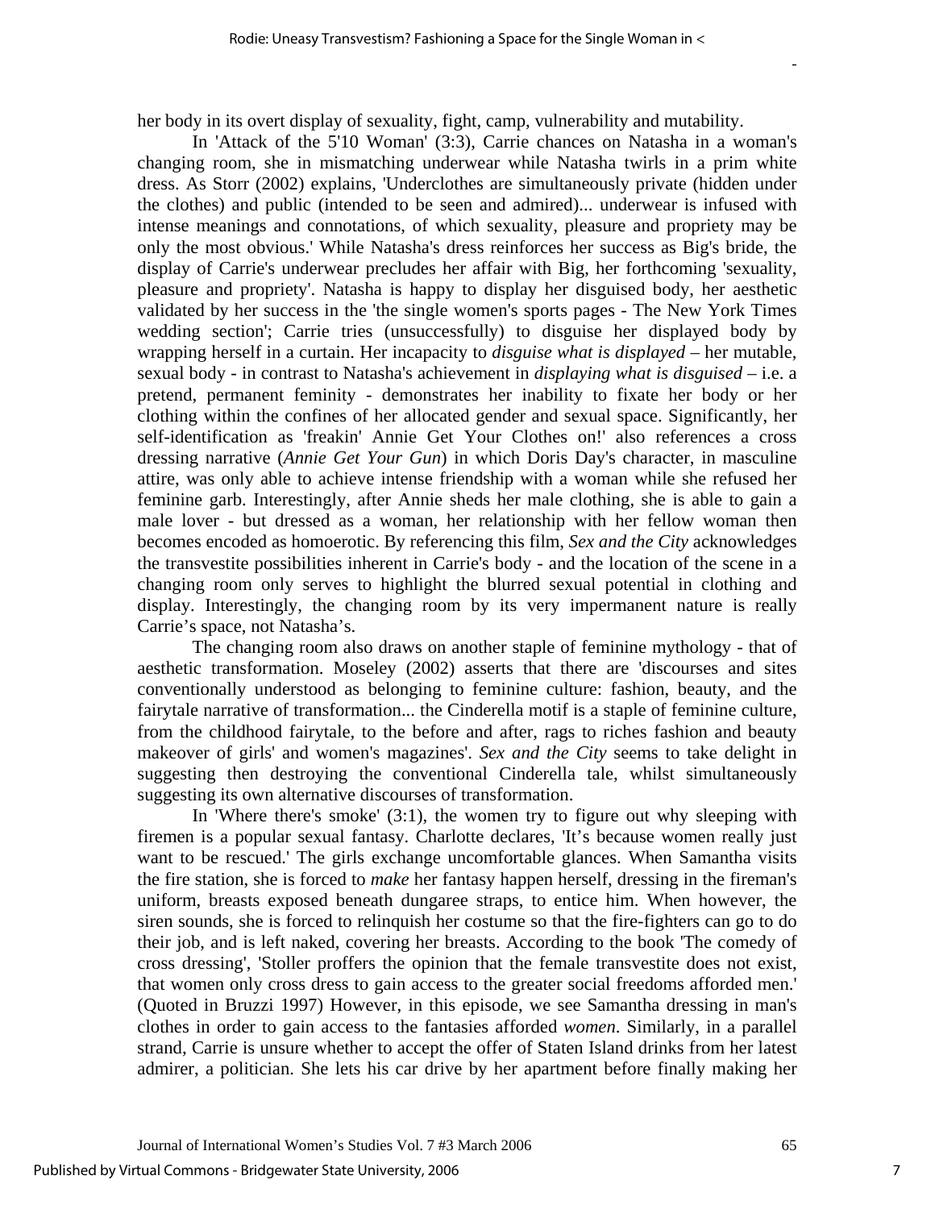her body in its overt display of sexuality, fight, camp, vulnerability and mutability.

In 'Attack of the 5'10 Woman' (3:3), Carrie chances on Natasha in a woman's changing room, she in mismatching underwear while Natasha twirls in a prim white dress. As Storr (2002) explains, 'Underclothes are simultaneously private (hidden under the clothes) and public (intended to be seen and admired)... underwear is infused with intense meanings and connotations, of which sexuality, pleasure and propriety may be only the most obvious.' While Natasha's dress reinforces her success as Big's bride, the display of Carrie's underwear precludes her affair with Big, her forthcoming 'sexuality, pleasure and propriety'. Natasha is happy to display her disguised body, her aesthetic validated by her success in the 'the single women's sports pages - The New York Times wedding section'; Carrie tries (unsuccessfully) to disguise her displayed body by wrapping herself in a curtain. Her incapacity to *disguise what is displayed* – her mutable, sexual body - in contrast to Natasha's achievement in *displaying what is disguised* – i.e. a pretend, permanent feminity - demonstrates her inability to fixate her body or her clothing within the confines of her allocated gender and sexual space. Significantly, her self-identification as 'freakin' Annie Get Your Clothes on!' also references a cross dressing narrative (*Annie Get Your Gun*) in which Doris Day's character, in masculine attire, was only able to achieve intense friendship with a woman while she refused her feminine garb. Interestingly, after Annie sheds her male clothing, she is able to gain a male lover - but dressed as a woman, her relationship with her fellow woman then becomes encoded as homoerotic. By referencing this film, *Sex and the City* acknowledges the transvestite possibilities inherent in Carrie's body - and the location of the scene in a changing room only serves to highlight the blurred sexual potential in clothing and display. Interestingly, the changing room by its very impermanent nature is really Carrie's space, not Natasha's.

The changing room also draws on another staple of feminine mythology - that of aesthetic transformation. Moseley (2002) asserts that there are 'discourses and sites conventionally understood as belonging to feminine culture: fashion, beauty, and the fairytale narrative of transformation... the Cinderella motif is a staple of feminine culture, from the childhood fairytale, to the before and after, rags to riches fashion and beauty makeover of girls' and women's magazines'. *Sex and the City* seems to take delight in suggesting then destroying the conventional Cinderella tale, whilst simultaneously suggesting its own alternative discourses of transformation.

In 'Where there's smoke' (3:1), the women try to figure out why sleeping with firemen is a popular sexual fantasy. Charlotte declares, 'It's because women really just want to be rescued.' The girls exchange uncomfortable glances. When Samantha visits the fire station, she is forced to *make* her fantasy happen herself, dressing in the fireman's uniform, breasts exposed beneath dungaree straps, to entice him. When however, the siren sounds, she is forced to relinquish her costume so that the fire-fighters can go to do their job, and is left naked, covering her breasts. According to the book 'The comedy of cross dressing', 'Stoller proffers the opinion that the female transvestite does not exist, that women only cross dress to gain access to the greater social freedoms afforded men.' (Quoted in Bruzzi 1997) However, in this episode, we see Samantha dressing in man's clothes in order to gain access to the fantasies afforded *women*. Similarly, in a parallel strand, Carrie is unsure whether to accept the offer of Staten Island drinks from her latest admirer, a politician. She lets his car drive by her apartment before finally making her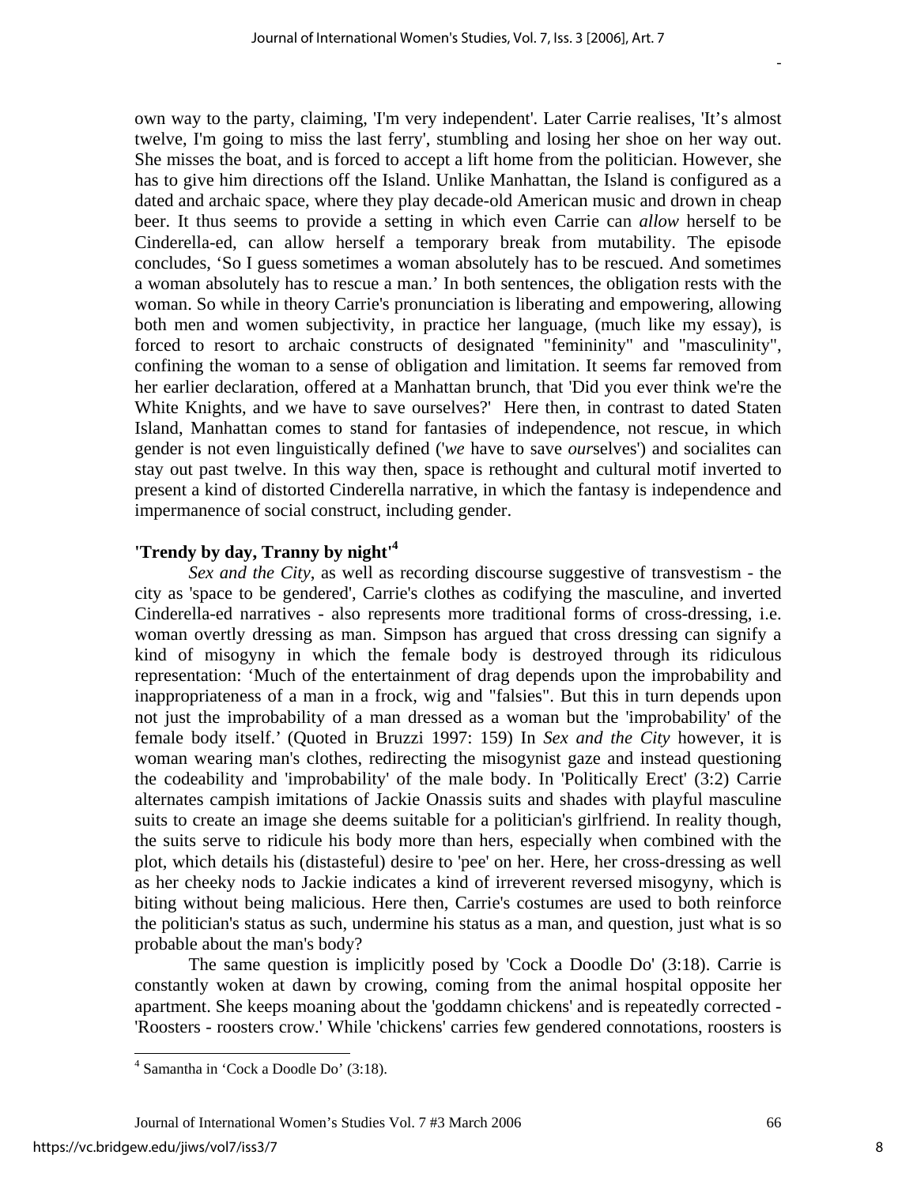own way to the party, claiming, 'I'm very independent'. Later Carrie realises, 'It's almost twelve, I'm going to miss the last ferry', stumbling and losing her shoe on her way out. She misses the boat, and is forced to accept a lift home from the politician. However, she has to give him directions off the Island. Unlike Manhattan, the Island is configured as a dated and archaic space, where they play decade-old American music and drown in cheap beer. It thus seems to provide a setting in which even Carrie can *allow* herself to be Cinderella-ed, can allow herself a temporary break from mutability. The episode concludes, 'So I guess sometimes a woman absolutely has to be rescued. And sometimes a woman absolutely has to rescue a man.' In both sentences, the obligation rests with the woman. So while in theory Carrie's pronunciation is liberating and empowering, allowing both men and women subjectivity, in practice her language, (much like my essay), is forced to resort to archaic constructs of designated "femininity" and "masculinity", confining the woman to a sense of obligation and limitation. It seems far removed from her earlier declaration, offered at a Manhattan brunch, that 'Did you ever think we're the White Knights, and we have to save ourselves?' Here then, in contrast to dated Staten Island, Manhattan comes to stand for fantasies of independence, not rescue, in which gender is not even linguistically defined ('*we* have to save *our*selves') and socialites can stay out past twelve. In this way then, space is rethought and cultural motif inverted to present a kind of distorted Cinderella narrative, in which the fantasy is independence and impermanence of social construct, including gender.

## 'Trendy by day, Tranny by night'[4]

*Sex and the City*, as well as recording discourse suggestive of transvestism - the city as 'space to be gendered', Carrie's clothes as codifying the masculine, and inverted Cinderella-ed narratives - also represents more traditional forms of cross-dressing, i.e. woman overtly dressing as man. Simpson has argued that cross dressing can signify a kind of misogyny in which the female body is destroyed through its ridiculous representation: 'Much of the entertainment of drag depends upon the improbability and inappropriateness of a man in a frock, wig and "falsies". But this in turn depends upon not just the improbability of a man dressed as a woman but the 'improbability' of the female body itself.' (Quoted in Bruzzi 1997: 159) In *Sex and the City* however, it is woman wearing man's clothes, redirecting the misogynist gaze and instead questioning the codeability and 'improbability' of the male body. In 'Politically Erect' (3:2) Carrie alternates campish imitations of Jackie Onassis suits and shades with playful masculine suits to create an image she deems suitable for a politician's girlfriend. In reality though, the suits serve to ridicule his body more than hers, especially when combined with the plot, which details his (distasteful) desire to 'pee' on her. Here, her cross-dressing as well as her cheeky nods to Jackie indicates a kind of irreverent reversed misogyny, which is biting without being malicious. Here then, Carrie's costumes are used to both reinforce the politician's status as such, undermine his status as a man, and question, just what is so probable about the man's body?

The same question is implicitly posed by 'Cock a Doodle Do' (3:18). Carrie is constantly woken at dawn by crowing, coming from the animal hospital opposite her apartment. She keeps moaning about the 'goddamn chickens' and is repeatedly corrected - 'Roosters - roosters crow.' While 'chickens' carries few gendered connotations, roosters is

---

[4] Samantha in 'Cock a Doodle Do' (3:18).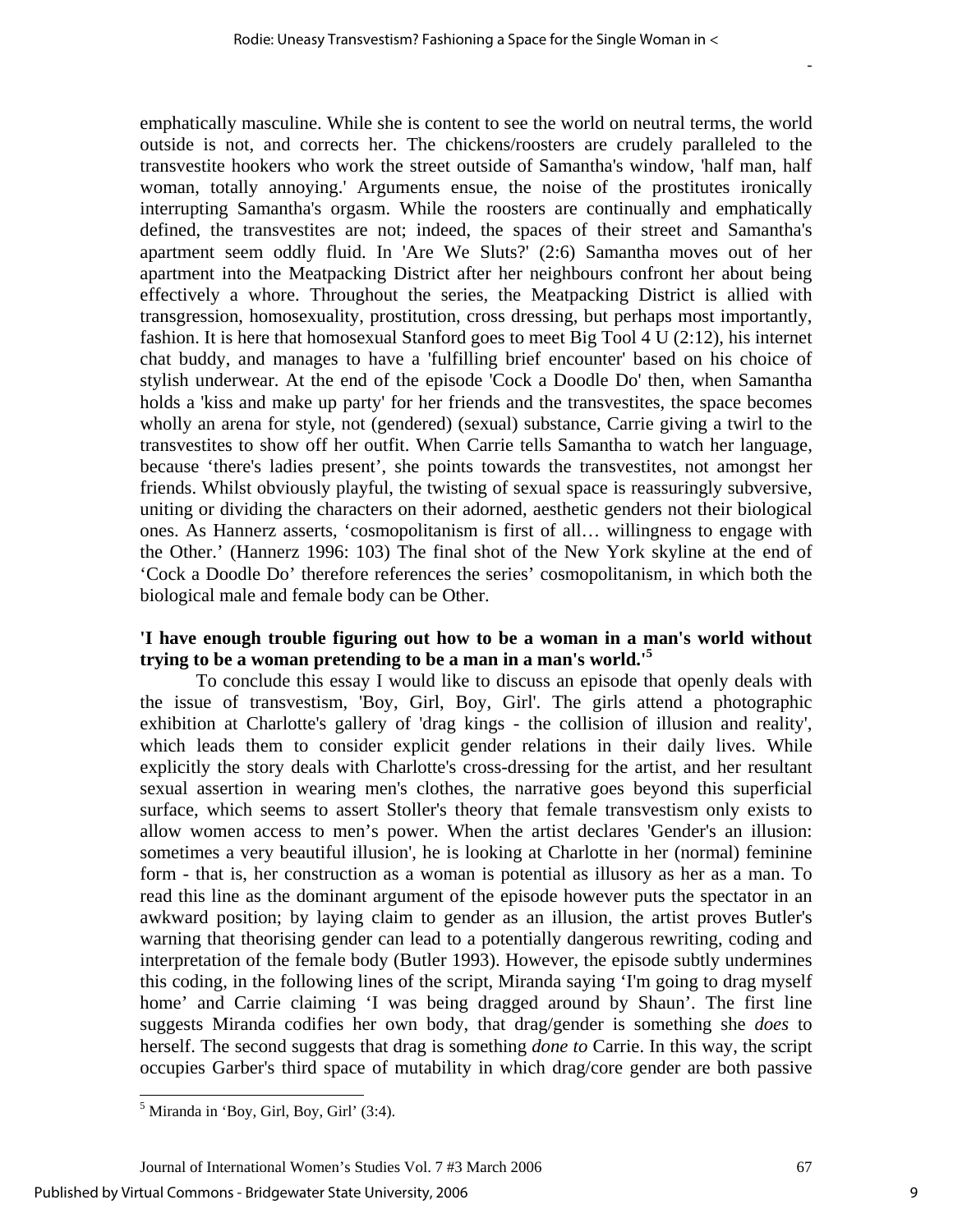emphatically masculine. While she is content to see the world on neutral terms, the world outside is not, and corrects her. The chickens/roosters are crudely paralleled to the transvestite hookers who work the street outside of Samantha's window, 'half man, half woman, totally annoying.' Arguments ensue, the noise of the prostitutes ironically interrupting Samantha's orgasm. While the roosters are continually and emphatically defined, the transvestites are not; indeed, the spaces of their street and Samantha's apartment seem oddly fluid. In 'Are We Sluts?' (2:6) Samantha moves out of her apartment into the Meatpacking District after her neighbours confront her about being effectively a whore. Throughout the series, the Meatpacking District is allied with transgression, homosexuality, prostitution, cross dressing, but perhaps most importantly, fashion. It is here that homosexual Stanford goes to meet Big Tool 4 U (2:12), his internet chat buddy, and manages to have a 'fulfilling brief encounter' based on his choice of stylish underwear. At the end of the episode 'Cock a Doodle Do' then, when Samantha holds a 'kiss and make up party' for her friends and the transvestites, the space becomes wholly an arena for style, not (gendered) (sexual) substance, Carrie giving a twirl to the transvestites to show off her outfit. When Carrie tells Samantha to watch her language, because 'there's ladies present', she points towards the transvestites, not amongst her friends. Whilst obviously playful, the twisting of sexual space is reassuringly subversive, uniting or dividing the characters on their adorned, aesthetic genders not their biological ones. As Hannerz asserts, 'cosmopolitanism is first of all… willingness to engage with the Other.' (Hannerz 1996: 103) The final shot of the New York skyline at the end of 'Cock a Doodle Do' therefore references the series' cosmopolitanism, in which both the biological male and female body can be Other.

### 'I have enough trouble figuring out how to be a woman in a man's world without trying to be a woman pretending to be a man in a man's world.'[5]

To conclude this essay I would like to discuss an episode that openly deals with the issue of transvestism, 'Boy, Girl, Boy, Girl'. The girls attend a photographic exhibition at Charlotte's gallery of 'drag kings - the collision of illusion and reality', which leads them to consider explicit gender relations in their daily lives. While explicitly the story deals with Charlotte's cross-dressing for the artist, and her resultant sexual assertion in wearing men's clothes, the narrative goes beyond this superficial surface, which seems to assert Stoller's theory that female transvestism only exists to allow women access to men's power. When the artist declares 'Gender's an illusion: sometimes a very beautiful illusion', he is looking at Charlotte in her (normal) feminine form - that is, her construction as a woman is potential as illusory as her as a man. To read this line as the dominant argument of the episode however puts the spectator in an awkward position; by laying claim to gender as an illusion, the artist proves Butler's warning that theorising gender can lead to a potentially dangerous rewriting, coding and interpretation of the female body (Butler 1993). However, the episode subtly undermines this coding, in the following lines of the script, Miranda saying 'I'm going to drag myself home' and Carrie claiming 'I was being dragged around by Shaun'. The first line suggests Miranda codifies her own body, that drag/gender is something she *does* to herself. The second suggests that drag is something *done to* Carrie. In this way, the script occupies Garber's third space of mutability in which drag/core gender are both passive

[5] Miranda in 'Boy, Girl, Boy, Girl' (3:4).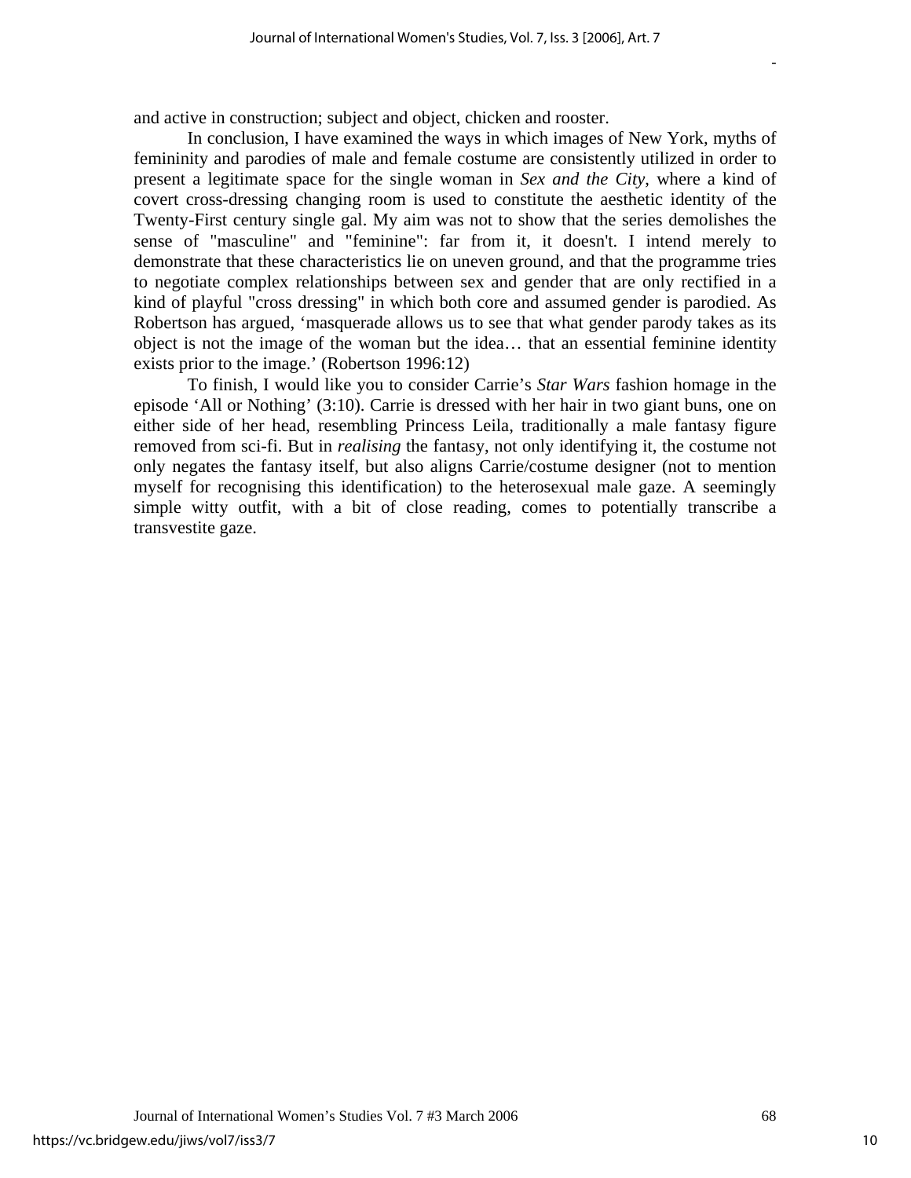and active in construction; subject and object, chicken and rooster.

In conclusion, I have examined the ways in which images of New York, myths of femininity and parodies of male and female costume are consistently utilized in order to present a legitimate space for the single woman in *Sex and the City*, where a kind of covert cross-dressing changing room is used to constitute the aesthetic identity of the Twenty-First century single gal. My aim was not to show that the series demolishes the sense of "masculine" and "feminine": far from it, it doesn't. I intend merely to demonstrate that these characteristics lie on uneven ground, and that the programme tries to negotiate complex relationships between sex and gender that are only rectified in a kind of playful "cross dressing" in which both core and assumed gender is parodied. As Robertson has argued, 'masquerade allows us to see that what gender parody takes as its object is not the image of the woman but the idea… that an essential feminine identity exists prior to the image.' (Robertson 1996:12)

To finish, I would like you to consider Carrie's *Star Wars* fashion homage in the episode 'All or Nothing' (3:10). Carrie is dressed with her hair in two giant buns, one on either side of her head, resembling Princess Leila, traditionally a male fantasy figure removed from sci-fi. But in *realising* the fantasy, not only identifying it, the costume not only negates the fantasy itself, but also aligns Carrie/costume designer (not to mention myself for recognising this identification) to the heterosexual male gaze. A seemingly simple witty outfit, with a bit of close reading, comes to potentially transcribe a transvestite gaze.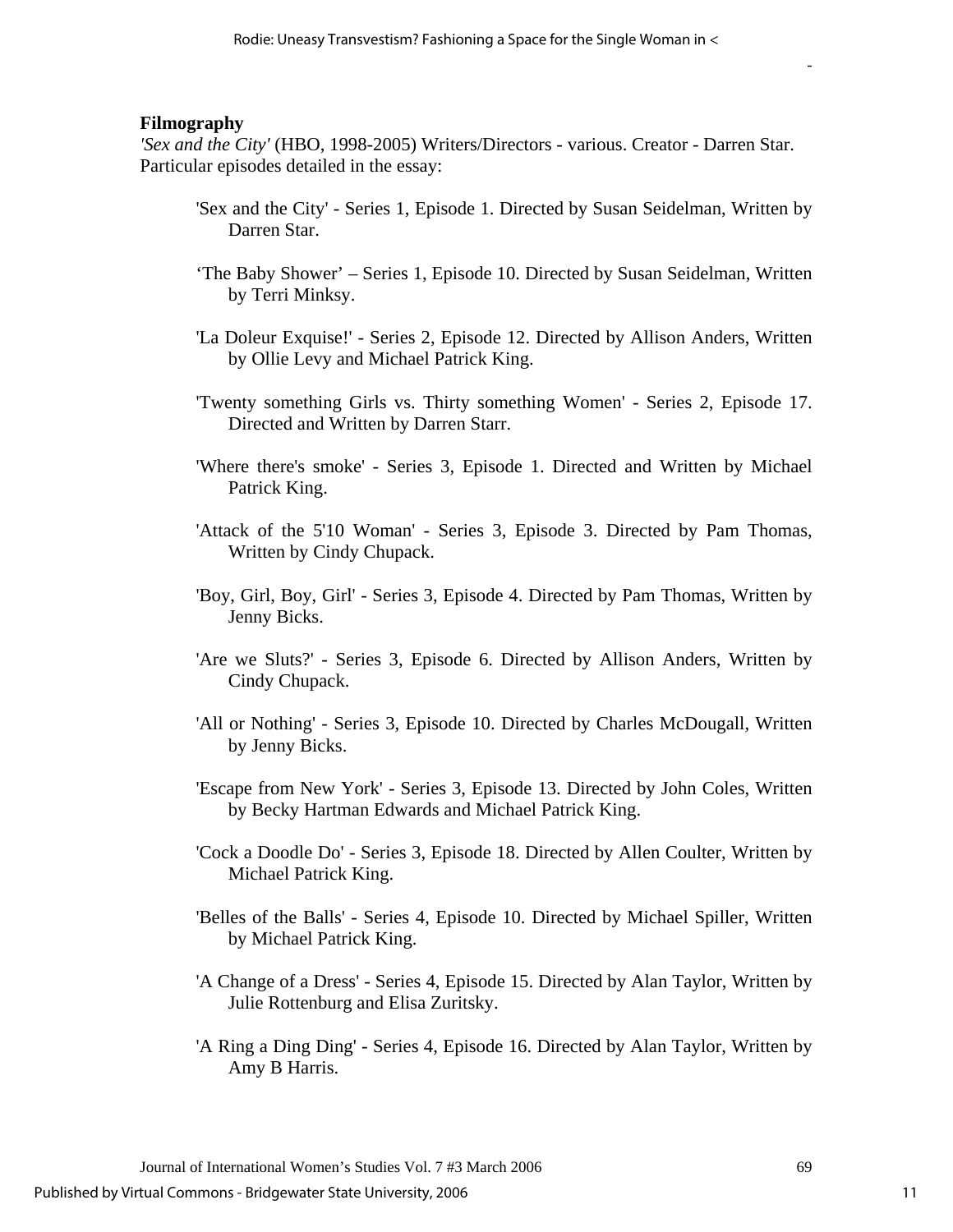## Filmography

*'Sex and the City'* (HBO, 1998-2005) Writers/Directors - various. Creator - Darren Star. Particular episodes detailed in the essay:

- 'Sex and the City' - Series 1, Episode 1. Directed by Susan Seidelman, Written by Darren Star.
- 'The Baby Shower' – Series 1, Episode 10. Directed by Susan Seidelman, Written by Terri Minksy.
- 'La Doleur Exquise!' - Series 2, Episode 12. Directed by Allison Anders, Written by Ollie Levy and Michael Patrick King.
- 'Twenty something Girls vs. Thirty something Women' - Series 2, Episode 17. Directed and Written by Darren Starr.
- 'Where there's smoke' - Series 3, Episode 1. Directed and Written by Michael Patrick King.
- 'Attack of the 5'10 Woman' - Series 3, Episode 3. Directed by Pam Thomas, Written by Cindy Chupack.
- 'Boy, Girl, Boy, Girl' - Series 3, Episode 4. Directed by Pam Thomas, Written by Jenny Bicks.
- 'Are we Sluts?' - Series 3, Episode 6. Directed by Allison Anders, Written by Cindy Chupack.
- 'All or Nothing' - Series 3, Episode 10. Directed by Charles McDougall, Written by Jenny Bicks.
- 'Escape from New York' - Series 3, Episode 13. Directed by John Coles, Written by Becky Hartman Edwards and Michael Patrick King.
- 'Cock a Doodle Do' - Series 3, Episode 18. Directed by Allen Coulter, Written by Michael Patrick King.
- 'Belles of the Balls' - Series 4, Episode 10. Directed by Michael Spiller, Written by Michael Patrick King.
- 'A Change of a Dress' - Series 4, Episode 15. Directed by Alan Taylor, Written by Julie Rottenburg and Elisa Zuritsky.
- 'A Ring a Ding Ding' - Series 4, Episode 16. Directed by Alan Taylor, Written by Amy B Harris.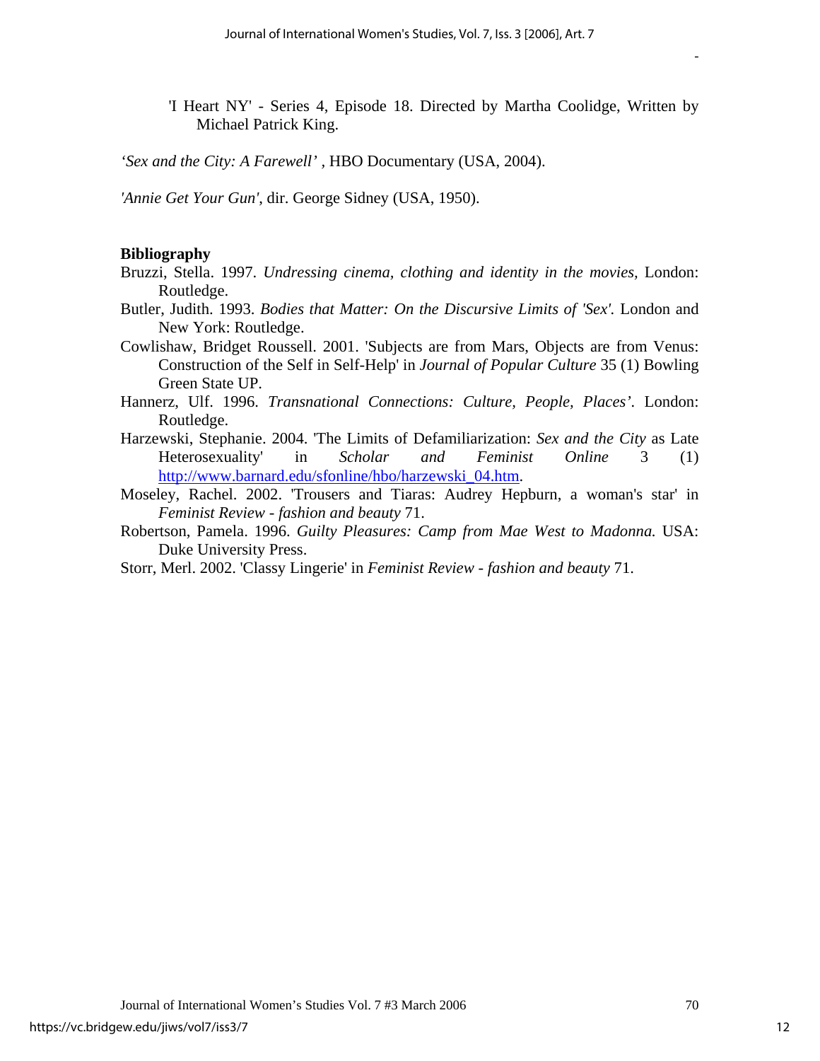'I Heart NY' - Series 4, Episode 18. Directed by Martha Coolidge, Written by Michael Patrick King.

*'Sex and the City: A Farewell'* , HBO Documentary (USA, 2004).

*'Annie Get Your Gun'*, dir. George Sidney (USA, 1950).

**Bibliography**

Bruzzi, Stella. 1997. *Undressing cinema, clothing and identity in the movies*, London: Routledge.

Butler, Judith. 1993. *Bodies that Matter: On the Discursive Limits of 'Sex'.* London and New York: Routledge.

Cowlishaw, Bridget Roussell. 2001. 'Subjects are from Mars, Objects are from Venus: Construction of the Self in Self-Help' in *Journal of Popular Culture* 35 (1) Bowling Green State UP.

Hannerz, Ulf. 1996. *Transnational Connections: Culture, People, Places'*. London: Routledge.

Harzewski, Stephanie. 2004. 'The Limits of Defamiliarization: *Sex and the City* as Late Heterosexuality' in *Scholar and Feminist Online* 3 (1) http://www.barnard.edu/sfonline/hbo/harzewski_04.htm.

Moseley, Rachel. 2002. 'Trousers and Tiaras: Audrey Hepburn, a woman's star' in *Feminist Review - fashion and beauty* 71.

Robertson, Pamela. 1996. *Guilty Pleasures: Camp from Mae West to Madonna.* USA: Duke University Press.

Storr, Merl. 2002. 'Classy Lingerie' in *Feminist Review - fashion and beauty* 71.